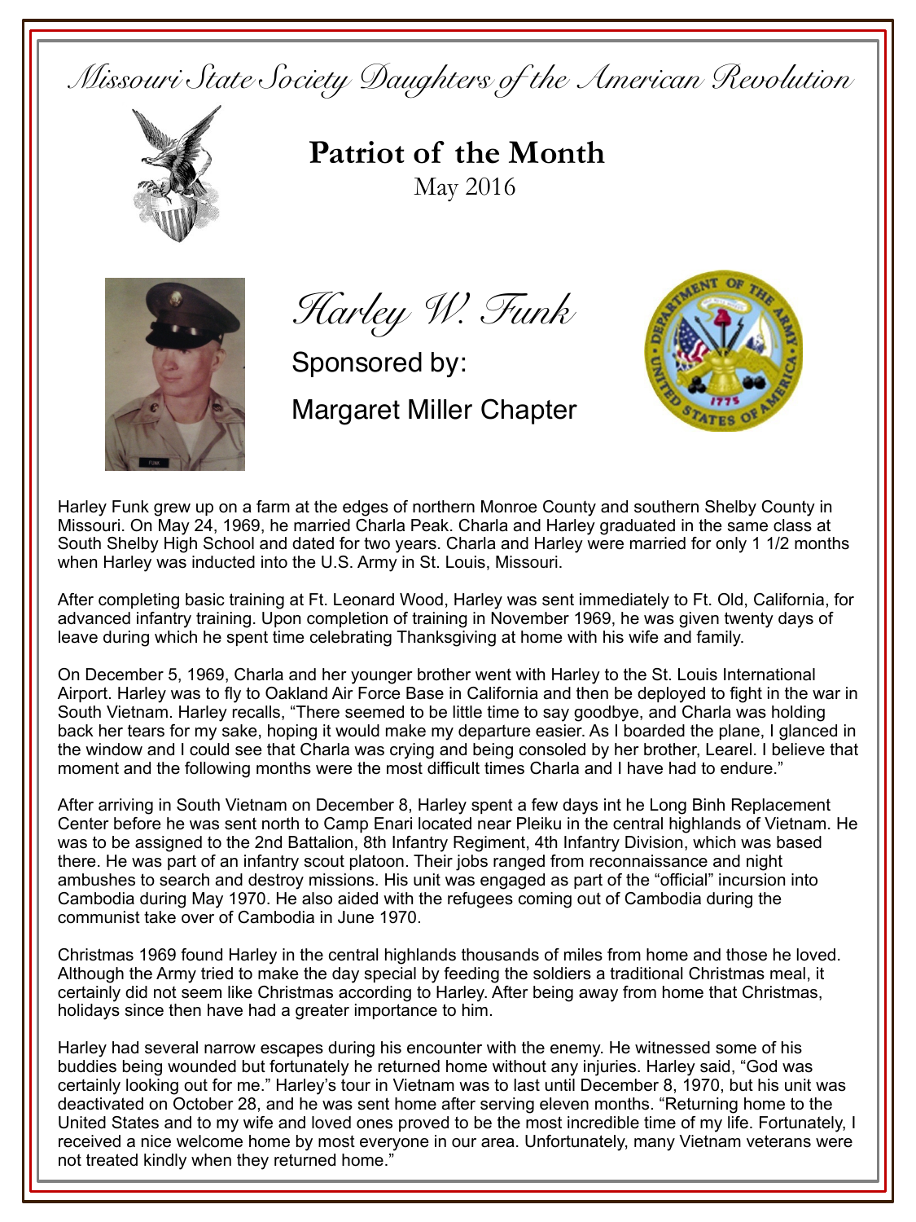*Missouri State Society Daughters of the American Revolution*

# Patriot of the Month

May 2016

## *Harley W. Funk*

Sponsored by:

Margaret Miller Chapter

Harley Funk grew up on a farm at the edges of northern Monroe County and southern Shelby County in Missouri. On May 24, 1969, he married Charla Peak. Charla and Harley graduated in the same class at South Shelby High School and dated for two years. Charla and Harley were married for only 1 1/2 months when Harley was inducted into the U.S. Army in St. Louis, Missouri.

After completing basic training at Ft. Leonard Wood, Harley was sent immediately to Ft. Old, California, for advanced infantry training. Upon completion of training in November 1969, he was given twenty days of leave during which he spent time celebrating Thanksgiving at home with his wife and family.

On December 5, 1969, Charla and her younger brother went with Harley to the St. Louis International Airport. Harley was to fly to Oakland Air Force Base in California and then be deployed to fight in the war in South Vietnam. Harley recalls, "There seemed to be little time to say goodbye, and Charla was holding back her tears for my sake, hoping it would make my departure easier. As I boarded the plane, I glanced in the window and I could see that Charla was crying and being consoled by her brother, Learel. I believe that moment and the following months were the most difficult times Charla and I have had to endure."

After arriving in South Vietnam on December 8, Harley spent a few days int he Long Binh Replacement Center before he was sent north to Camp Enari located near Pleiku in the central highlands of Vietnam. He was to be assigned to the 2nd Battalion, 8th Infantry Regiment, 4th Infantry Division, which was based there. He was part of an infantry scout platoon. Their jobs ranged from reconnaissance and night ambushes to search and destroy missions. His unit was engaged as part of the "official" incursion into Cambodia during May 1970. He also aided with the refugees coming out of Cambodia during the communist take over of Cambodia in June 1970.

Christmas 1969 found Harley in the central highlands thousands of miles from home and those he loved. Although the Army tried to make the day special by feeding the soldiers a traditional Christmas meal, it certainly did not seem like Christmas according to Harley. After being away from home that Christmas, holidays since then have had a greater importance to him.

Harley had several narrow escapes during his encounter with the enemy. He witnessed some of his buddies being wounded but fortunately he returned home without any injuries. Harley said, "God was certainly looking out for me." Harley's tour in Vietnam was to last until December 8, 1970, but his unit was deactivated on October 28, and he was sent home after serving eleven months. "Returning home to the United States and to my wife and loved ones proved to be the most incredible time of my life. Fortunately, I received a nice welcome home by most everyone in our area. Unfortunately, many Vietnam veterans were not treated kindly when they returned home."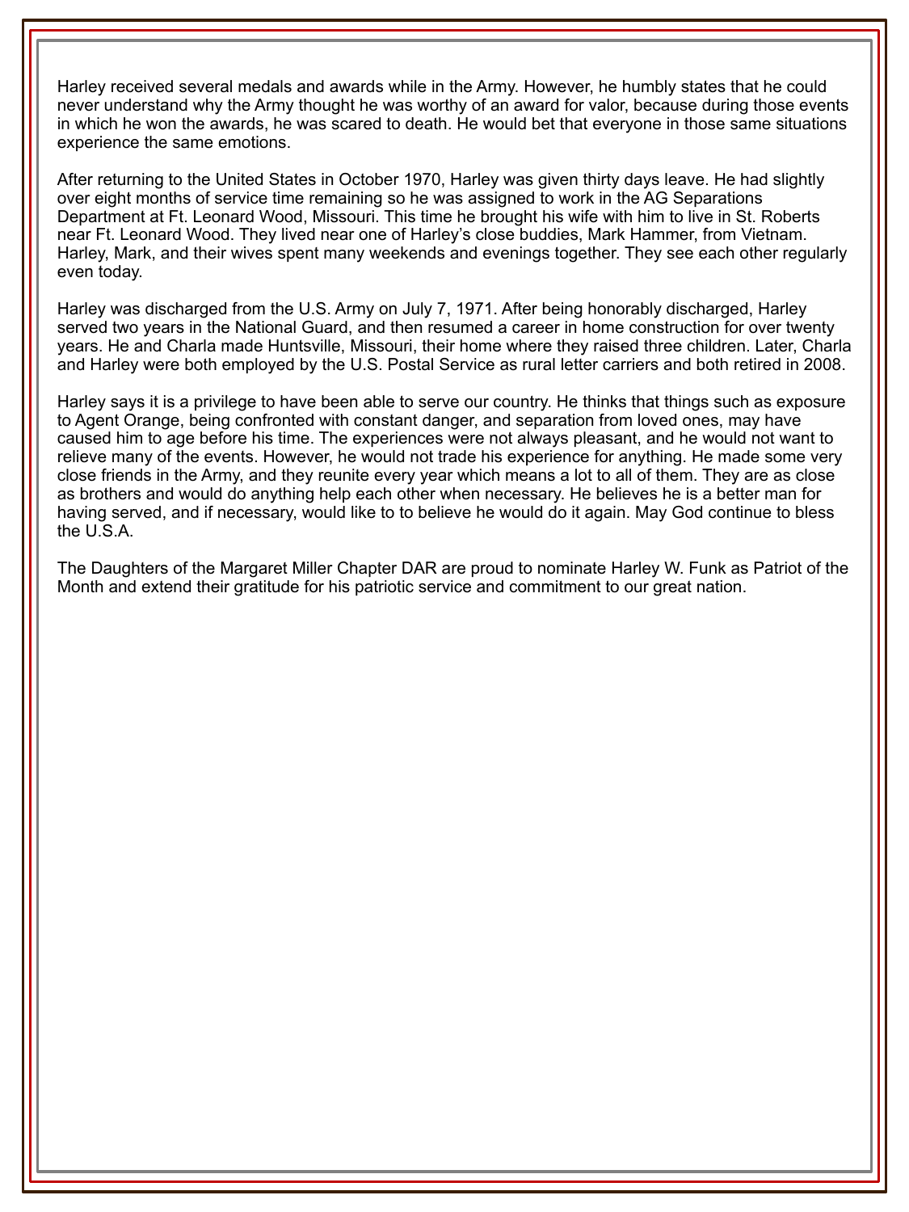Harley received several medals and awards while in the Army. However, he humbly states that he could never understand why the Army thought he was worthy of an award for valor, because during those events in which he won the awards, he was scared to death. He would bet that everyone in those same situations experience the same emotions.

After returning to the United States in October 1970, Harley was given thirty days leave. He had slightly over eight months of service time remaining so he was assigned to work in the AG Separations Department at Ft. Leonard Wood, Missouri. This time he brought his wife with him to live in St. Roberts near Ft. Leonard Wood. They lived near one of Harley's close buddies, Mark Hammer, from Vietnam. Harley, Mark, and their wives spent many weekends and evenings together. They see each other regularly even today.

Harley was discharged from the U.S. Army on July 7, 1971. After being honorably discharged, Harley served two years in the National Guard, and then resumed a career in home construction for over twenty years. He and Charla made Huntsville, Missouri, their home where they raised three children. Later, Charla and Harley were both employed by the U.S. Postal Service as rural letter carriers and both retired in 2008.

Harley says it is a privilege to have been able to serve our country. He thinks that things such as exposure to Agent Orange, being confronted with constant danger, and separation from loved ones, may have caused him to age before his time. The experiences were not always pleasant, and he would not want to relieve many of the events. However, he would not trade his experience for anything. He made some very close friends in the Army, and they reunite every year which means a lot to all of them. They are as close as brothers and would do anything help each other when necessary. He believes he is a better man for having served, and if necessary, would like to to believe he would do it again. May God continue to bless the U.S.A.

The Daughters of the Margaret Miller Chapter DAR are proud to nominate Harley W. Funk as Patriot of the Month and extend their gratitude for his patriotic service and commitment to our great nation.